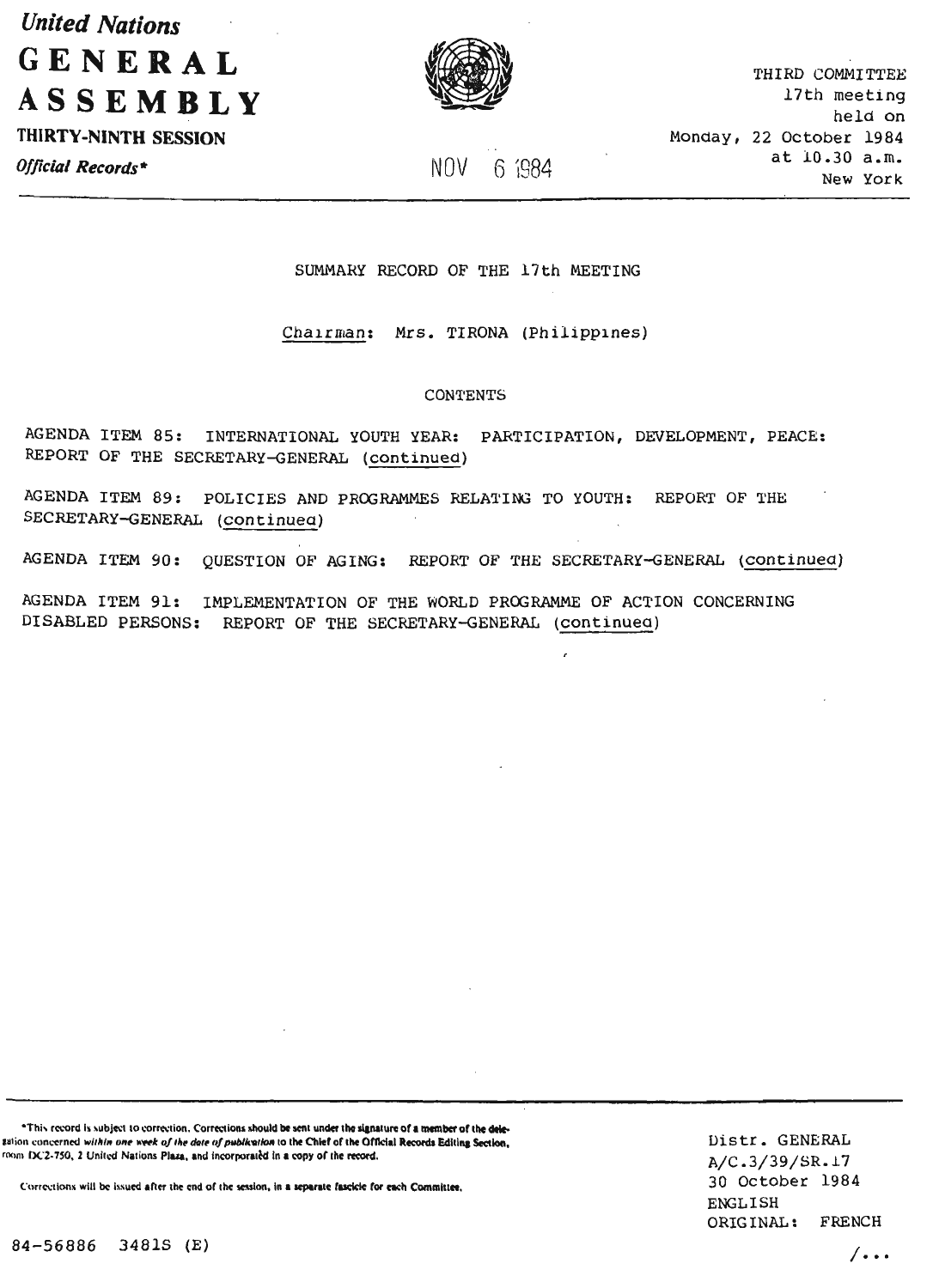*United Nations*

# GENERAL ASSEMBLY

**THIRTY-NINTH SESSION**

*Official Records**

NOV 6 1984

THIRD COMMITTEE
17th meeting
held on
Monday, 22 October 1984
at 10.30 a.m.
New York

SUMMARY RECORD OF THE 17th MEETING

Chairman: Mrs. TIRONA (Philippines)

CONTENTS

AGENDA ITEM 85: INTERNATIONAL YOUTH YEAR: PARTICIPATION, DEVELOPMENT, PEACE: REPORT OF THE SECRETARY-GENERAL (continued)

AGENDA ITEM 89: POLICIES AND PROGRAMMES RELATING TO YOUTH: REPORT OF THE SECRETARY-GENERAL (continued)

AGENDA ITEM 90: QUESTION OF AGING: REPORT OF THE SECRETARY-GENERAL (continued)

AGENDA ITEM 91: IMPLEMENTATION OF THE WORLD PROGRAMME OF ACTION CONCERNING DISABLED PERSONS: REPORT OF THE SECRETARY-GENERAL (continued)

*This record is subject to correction. Corrections should be sent under the signature of a member of the delegation concerned *within one week of the date of publication* to the Chief of the Official Records Editing Section, room DC2-750, 2 United Nations Plaza, and incorporated in a copy of the record.

Corrections will be issued after the end of the session, in a separate fascicle for each Committee.

Distr. GENERAL
A/C.3/39/SR.17
30 October 1984
ENGLISH
ORIGINAL: FRENCH

84-56886 3481S (E)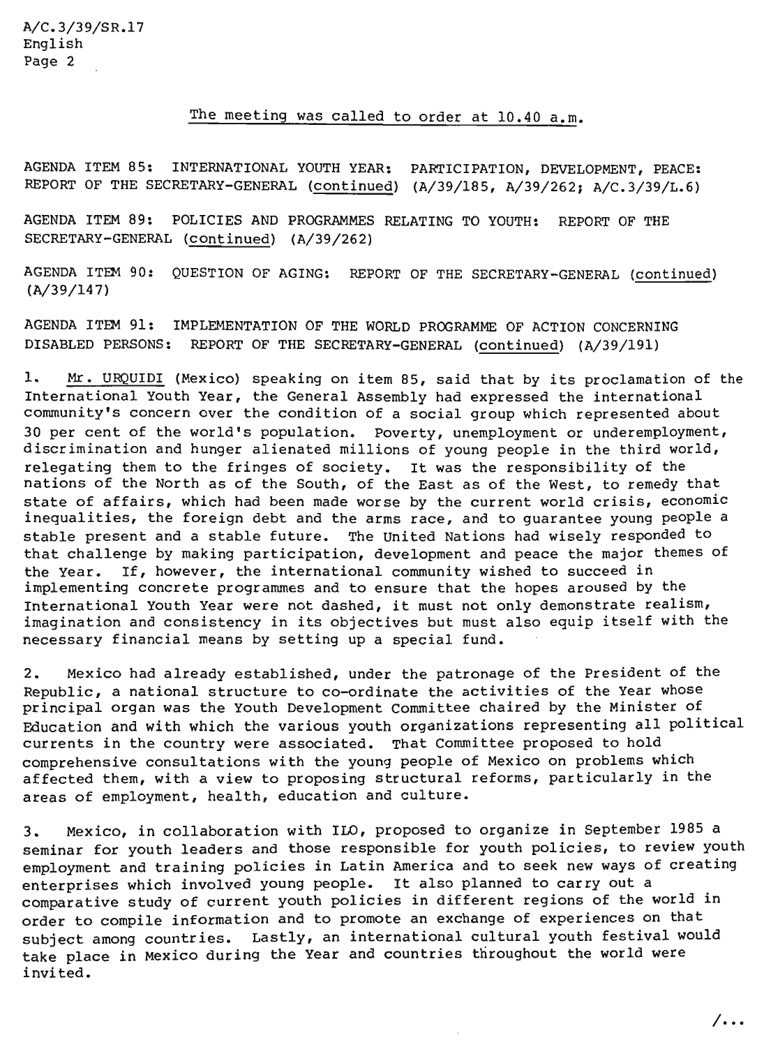The meeting was called to order at 10.40 a.m.

AGENDA ITEM 85: INTERNATIONAL YOUTH YEAR: PARTICIPATION, DEVELOPMENT, PEACE: REPORT OF THE SECRETARY-GENERAL (continued) (A/39/185, A/39/262; A/C.3/39/L.6)

AGENDA ITEM 89: POLICIES AND PROGRAMMES RELATING TO YOUTH: REPORT OF THE SECRETARY-GENERAL (continued) (A/39/262)

AGENDA ITEM 90: QUESTION OF AGING: REPORT OF THE SECRETARY-GENERAL (continued) (A/39/147)

AGENDA ITEM 91: IMPLEMENTATION OF THE WORLD PROGRAMME OF ACTION CONCERNING DISABLED PERSONS: REPORT OF THE SECRETARY-GENERAL (continued) (A/39/191)

1. Mr. URQUIDI (Mexico) speaking on item 85, said that by its proclamation of the International Youth Year, the General Assembly had expressed the international community's concern over the condition of a social group which represented about 30 per cent of the world's population. Poverty, unemployment or underemployment, discrimination and hunger alienated millions of young people in the third world, relegating them to the fringes of society. It was the responsibility of the nations of the North as of the South, of the East as of the West, to remedy that state of affairs, which had been made worse by the current world crisis, economic inequalities, the foreign debt and the arms race, and to guarantee young people a stable present and a stable future. The United Nations had wisely responded to that challenge by making participation, development and peace the major themes of the Year. If, however, the international community wished to succeed in implementing concrete programmes and to ensure that the hopes aroused by the International Youth Year were not dashed, it must not only demonstrate realism, imagination and consistency in its objectives but must also equip itself with the necessary financial means by setting up a special fund.

2. Mexico had already established, under the patronage of the President of the Republic, a national structure to co-ordinate the activities of the Year whose principal organ was the Youth Development Committee chaired by the Minister of Education and with which the various youth organizations representing all political currents in the country were associated. That Committee proposed to hold comprehensive consultations with the young people of Mexico on problems which affected them, with a view to proposing structural reforms, particularly in the areas of employment, health, education and culture.

3. Mexico, in collaboration with ILO, proposed to organize in September 1985 a seminar for youth leaders and those responsible for youth policies, to review youth employment and training policies in Latin America and to seek new ways of creating enterprises which involved young people. It also planned to carry out a comparative study of current youth policies in different regions of the world in order to compile information and to promote an exchange of experiences on that subject among countries. Lastly, an international cultural youth festival would take place in Mexico during the Year and countries throughout the world were invited.

/...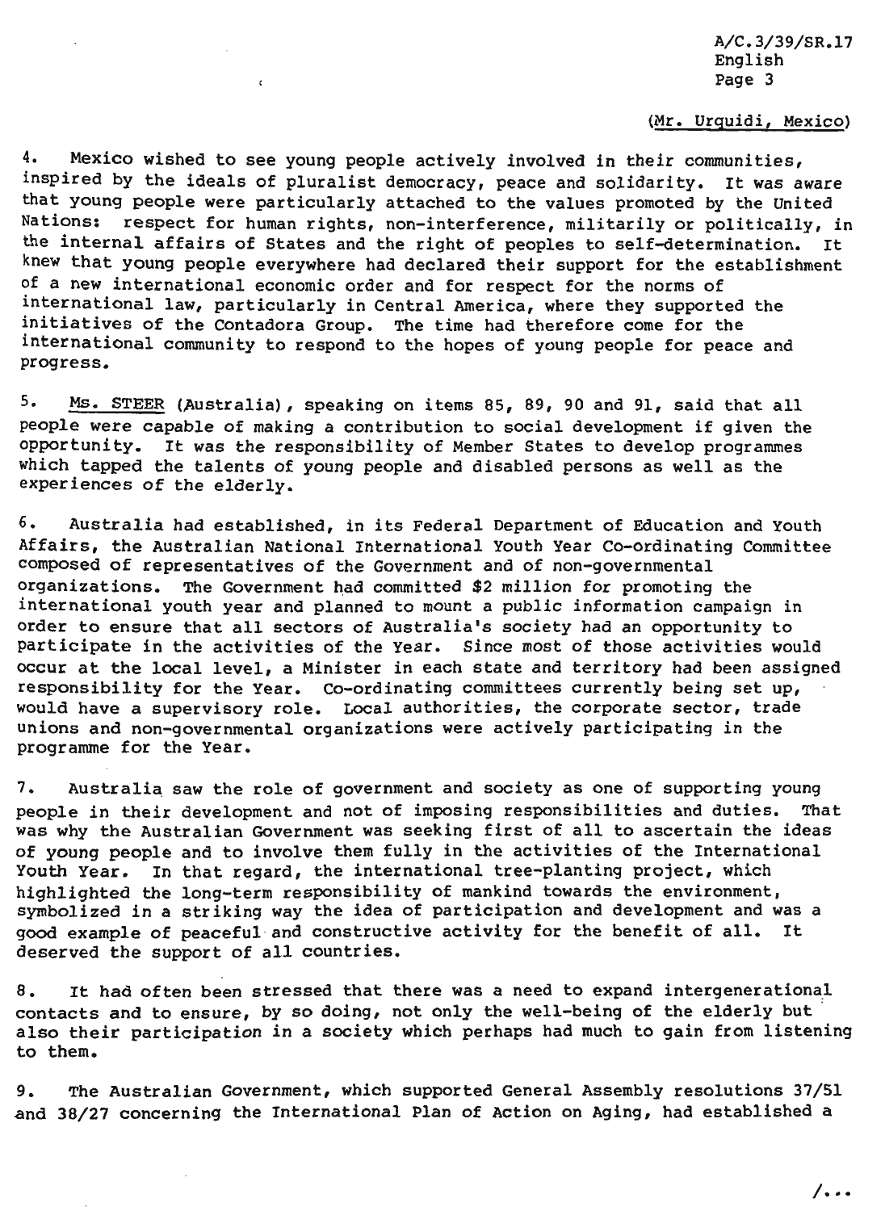(Mr. Urquidi, Mexico)

4. Mexico wished to see young people actively involved in their communities, inspired by the ideals of pluralist democracy, peace and solidarity. It was aware that young people were particularly attached to the values promoted by the United Nations: respect for human rights, non-interference, militarily or politically, in the internal affairs of States and the right of peoples to self-determination. It knew that young people everywhere had declared their support for the establishment of a new international economic order and for respect for the norms of international law, particularly in Central America, where they supported the initiatives of the Contadora Group. The time had therefore come for the international community to respond to the hopes of young people for peace and progress.

5. Ms. STEER (Australia), speaking on items 85, 89, 90 and 91, said that all people were capable of making a contribution to social development if given the opportunity. It was the responsibility of Member States to develop programmes which tapped the talents of young people and disabled persons as well as the experiences of the elderly.

6. Australia had established, in its Federal Department of Education and Youth Affairs, the Australian National International Youth Year Co-ordinating Committee composed of representatives of the Government and of non-governmental organizations. The Government had committed $2 million for promoting the international youth year and planned to mount a public information campaign in order to ensure that all sectors of Australia's society had an opportunity to participate in the activities of the Year. Since most of those activities would occur at the local level, a Minister in each state and territory had been assigned responsibility for the Year. Co-ordinating committees currently being set up, would have a supervisory role. Local authorities, the corporate sector, trade unions and non-governmental organizations were actively participating in the programme for the Year.

7. Australia saw the role of government and society as one of supporting young people in their development and not of imposing responsibilities and duties. That was why the Australian Government was seeking first of all to ascertain the ideas of young people and to involve them fully in the activities of the International Youth Year. In that regard, the international tree-planting project, which highlighted the long-term responsibility of mankind towards the environment, symbolized in a striking way the idea of participation and development and was a good example of peaceful and constructive activity for the benefit of all. It deserved the support of all countries.

8. It had often been stressed that there was a need to expand intergenerational contacts and to ensure, by so doing, not only the well-being of the elderly but also their participation in a society which perhaps had much to gain from listening to them.

9. The Australian Government, which supported General Assembly resolutions 37/51 and 38/27 concerning the International Plan of Action on Aging, had established a

/...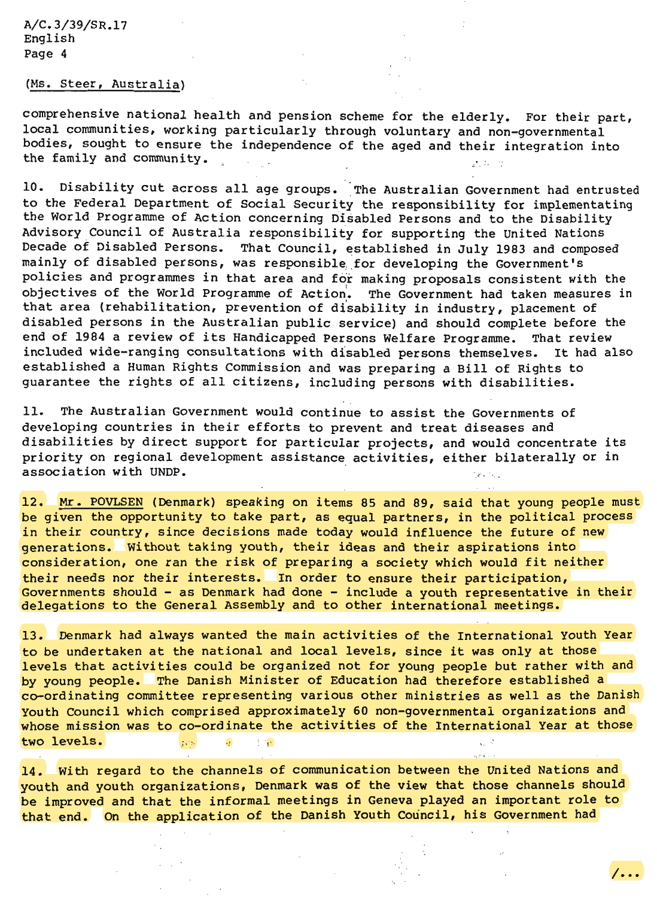(Ms. Steer, Australia)

comprehensive national health and pension scheme for the elderly. For their part, local communities, working particularly through voluntary and non-governmental bodies, sought to ensure the independence of the aged and their integration into the family and community.

10. Disability cut across all age groups. The Australian Government had entrusted to the Federal Department of Social Security the responsibility for implementating the World Programme of Action concerning Disabled Persons and to the Disability Advisory Council of Australia responsibility for supporting the United Nations Decade of Disabled Persons. That Council, established in July 1983 and composed mainly of disabled persons, was responsible for developing the Government's policies and programmes in that area and for making proposals consistent with the objectives of the World Programme of Action. The Government had taken measures in that area (rehabilitation, prevention of disability in industry, placement of disabled persons in the Australian public service) and should complete before the end of 1984 a review of its Handicapped Persons Welfare Programme. That review included wide-ranging consultations with disabled persons themselves. It had also established a Human Rights Commission and was preparing a Bill of Rights to guarantee the rights of all citizens, including persons with disabilities.

11. The Australian Government would continue to assist the Governments of developing countries in their efforts to prevent and treat diseases and disabilities by direct support for particular projects, and would concentrate its priority on regional development assistance activities, either bilaterally or in association with UNDP.

12. Mr. POVLSEN (Denmark) speaking on items 85 and 89, said that young people must be given the opportunity to take part, as equal partners, in the political process in their country, since decisions made today would influence the future of new generations. Without taking youth, their ideas and their aspirations into consideration, one ran the risk of preparing a society which would fit neither their needs nor their interests. In order to ensure their participation, Governments should - as Denmark had done - include a youth representative in their delegations to the General Assembly and to other international meetings.

13. Denmark had always wanted the main activities of the International Youth Year to be undertaken at the national and local levels, since it was only at those levels that activities could be organized not for young people but rather with and by young people. The Danish Minister of Education had therefore established a co-ordinating committee representing various other ministries as well as the Danish Youth Council which comprised approximately 60 non-governmental organizations and whose mission was to co-ordinate the activities of the International Year at those two levels.

14. With regard to the channels of communication between the United Nations and youth and youth organizations, Denmark was of the view that those channels should be improved and that the informal meetings in Geneva played an important role to that end. On the application of the Danish Youth Council, his Government had

/...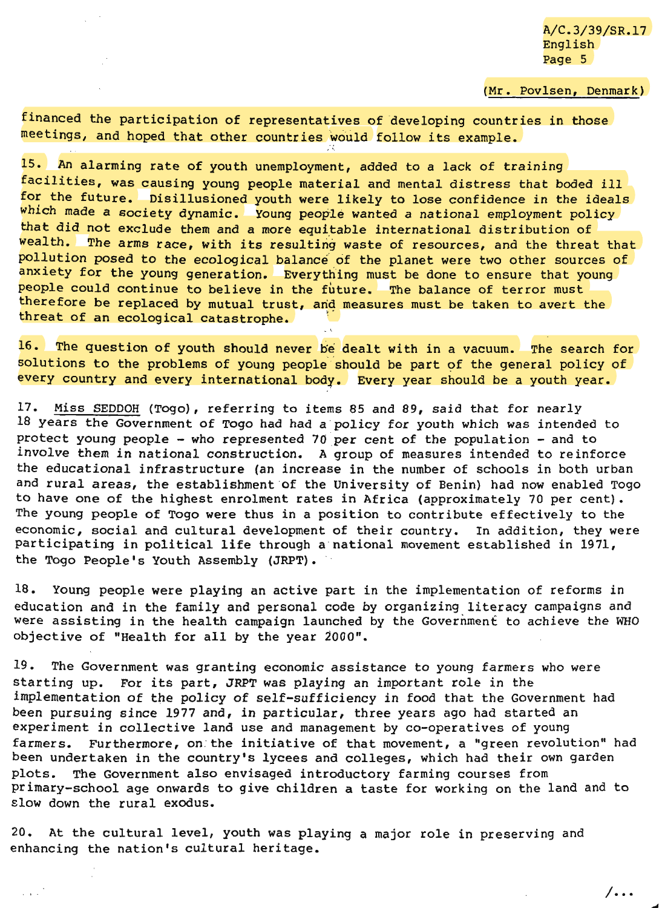(Mr. Povlsen, Denmark)

financed the participation of representatives of developing countries in those meetings, and hoped that other countries would follow its example.

15. An alarming rate of youth unemployment, added to a lack of training facilities, was causing young people material and mental distress that boded ill for the future. Disillusioned youth were likely to lose confidence in the ideals which made a society dynamic. Young people wanted a national employment policy that did not exclude them and a more equitable international distribution of wealth. The arms race, with its resulting waste of resources, and the threat that pollution posed to the ecological balance of the planet were two other sources of anxiety for the young generation. Everything must be done to ensure that young people could continue to believe in the future. The balance of terror must therefore be replaced by mutual trust, and measures must be taken to avert the threat of an ecological catastrophe.

16. The question of youth should never be dealt with in a vacuum. The search for solutions to the problems of young people should be part of the general policy of every country and every international body. Every year should be a youth year.

17. Miss SEDDOH (Togo), referring to items 85 and 89, said that for nearly 18 years the Government of Togo had had a policy for youth which was intended to protect young people - who represented 70 per cent of the population - and to involve them in national construction. A group of measures intended to reinforce the educational infrastructure (an increase in the number of schools in both urban and rural areas, the establishment of the University of Benin) had now enabled Togo to have one of the highest enrolment rates in Africa (approximately 70 per cent). The young people of Togo were thus in a position to contribute effectively to the economic, social and cultural development of their country. In addition, they were participating in political life through a national movement established in 1971, the Togo People's Youth Assembly (JRPT).

18. Young people were playing an active part in the implementation of reforms in education and in the family and personal code by organizing literacy campaigns and were assisting in the health campaign launched by the Government to achieve the WHO objective of "Health for all by the year 2000".

19. The Government was granting economic assistance to young farmers who were starting up. For its part, JRPT was playing an important role in the implementation of the policy of self-sufficiency in food that the Government had been pursuing since 1977 and, in particular, three years ago had started an experiment in collective land use and management by co-operatives of young farmers. Furthermore, on the initiative of that movement, a "green revolution" had been undertaken in the country's lycees and colleges, which had their own garden plots. The Government also envisaged introductory farming courses from primary-school age onwards to give children a taste for working on the land and to slow down the rural exodus.

20. At the cultural level, youth was playing a major role in preserving and enhancing the nation's cultural heritage.

/...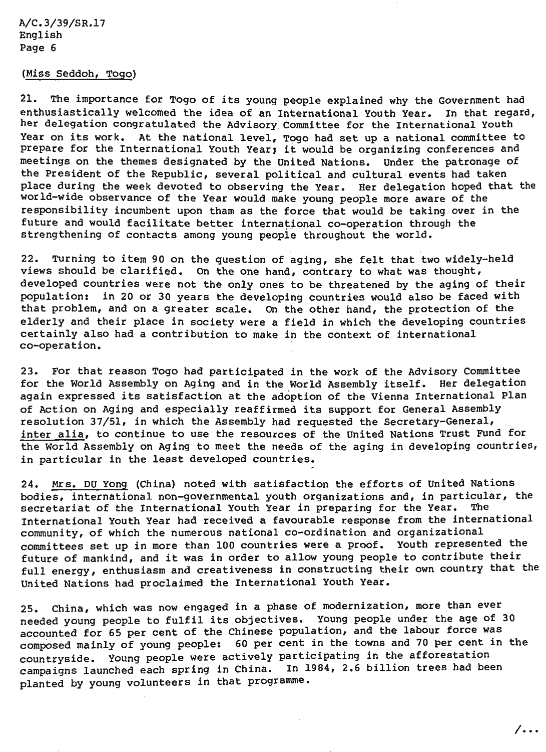(Miss Seddoh, Togo)

21. The importance for Togo of its young people explained why the Government had enthusiastically welcomed the idea of an International Youth Year. In that regard, her delegation congratulated the Advisory Committee for the International Youth Year on its work. At the national level, Togo had set up a national committee to prepare for the International Youth Year; it would be organizing conferences and meetings on the themes designated by the United Nations. Under the patronage of the President of the Republic, several political and cultural events had taken place during the week devoted to observing the Year. Her delegation hoped that the world-wide observance of the Year would make young people more aware of the responsibility incumbent upon tham as the force that would be taking over in the future and would facilitate better international co-operation through the strengthening of contacts among young people throughout the world.

22. Turning to item 90 on the question of aging, she felt that two widely-held views should be clarified. On the one hand, contrary to what was thought, developed countries were not the only ones to be threatened by the aging of their population: in 20 or 30 years the developing countries would also be faced with that problem, and on a greater scale. On the other hand, the protection of the elderly and their place in society were a field in which the developing countries certainly also had a contribution to make in the context of international co-operation.

23. For that reason Togo had participated in the work of the Advisory Committee for the World Assembly on Aging and in the World Assembly itself. Her delegation again expressed its satisfaction at the adoption of the Vienna International Plan of Action on Aging and especially reaffirmed its support for General Assembly resolution 37/51, in which the Assembly had requested the Secretary-General, *inter alia*, to continue to use the resources of the United Nations Trust Fund for the World Assembly on Aging to meet the needs of the aging in developing countries, in particular in the least developed countries.

24. Mrs. DU Yong (China) noted with satisfaction the efforts of United Nations bodies, international non-governmental youth organizations and, in particular, the secretariat of the International Youth Year in preparing for the Year. The International Youth Year had received a favourable response from the international community, of which the numerous national co-ordination and organizational committees set up in more than 100 countries were a proof. Youth represented the future of mankind, and it was in order to allow young people to contribute their full energy, enthusiasm and creativeness in constructing their own country that the United Nations had proclaimed the International Youth Year.

25. China, which was now engaged in a phase of modernization, more than ever needed young people to fulfil its objectives. Young people under the age of 30 accounted for 65 per cent of the Chinese population, and the labour force was composed mainly of young people: 60 per cent in the towns and 70 per cent in the countryside. Young people were actively participating in the afforestation campaigns launched each spring in China. In 1984, 2.6 billion trees had been planted by young volunteers in that programme.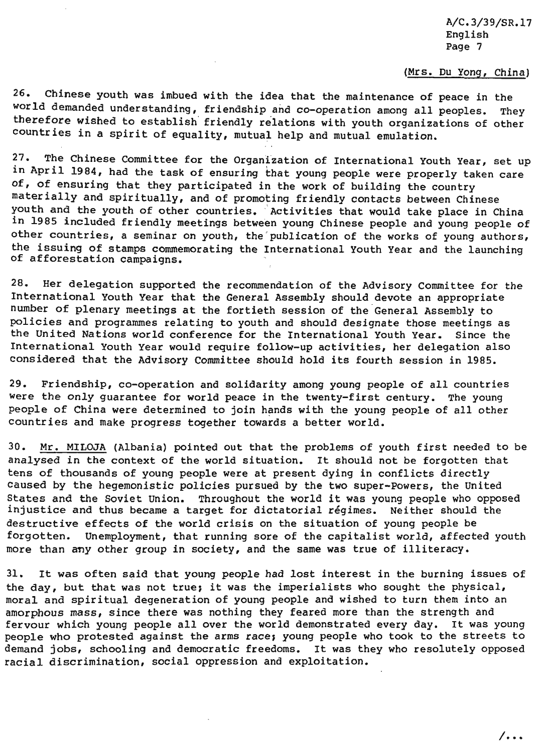(Mrs. Du Yong, China)

26. Chinese youth was imbued with the idea that the maintenance of peace in the world demanded understanding, friendship and co-operation among all peoples. They therefore wished to establish friendly relations with youth organizations of other countries in a spirit of equality, mutual help and mutual emulation.

27. The Chinese Committee for the Organization of International Youth Year, set up in April 1984, had the task of ensuring that young people were properly taken care of, of ensuring that they participated in the work of building the country materially and spiritually, and of promoting friendly contacts between Chinese youth and the youth of other countries. Activities that would take place in China in 1985 included friendly meetings between young Chinese people and young people of other countries, a seminar on youth, the publication of the works of young authors, the issuing of stamps commemorating the International Youth Year and the launching of afforestation campaigns.

28. Her delegation supported the recommendation of the Advisory Committee for the International Youth Year that the General Assembly should devote an appropriate number of plenary meetings at the fortieth session of the General Assembly to policies and programmes relating to youth and should designate those meetings as the United Nations world conference for the International Youth Year. Since the International Youth Year would require follow-up activities, her delegation also considered that the Advisory Committee should hold its fourth session in 1985.

29. Friendship, co-operation and solidarity among young people of all countries were the only guarantee for world peace in the twenty-first century. The young people of China were determined to join hands with the young people of all other countries and make progress together towards a better world.

30. Mr. MILOJA (Albania) pointed out that the problems of youth first needed to be analysed in the context of the world situation. It should not be forgotten that tens of thousands of young people were at present dying in conflicts directly caused by the hegemonistic policies pursued by the two super-Powers, the United States and the Soviet Union. Throughout the world it was young people who opposed injustice and thus became a target for dictatorial régimes. Neither should the destructive effects of the world crisis on the situation of young people be forgotten. Unemployment, that running sore of the capitalist world, affected youth more than any other group in society, and the same was true of illiteracy.

31. It was often said that young people had lost interest in the burning issues of the day, but that was not true; it was the imperialists who sought the physical, moral and spiritual degeneration of young people and wished to turn them into an amorphous mass, since there was nothing they feared more than the strength and fervour which young people all over the world demonstrated every day. It was young people who protested against the arms race; young people who took to the streets to demand jobs, schooling and democratic freedoms. It was they who resolutely opposed racial discrimination, social oppression and exploitation.

/...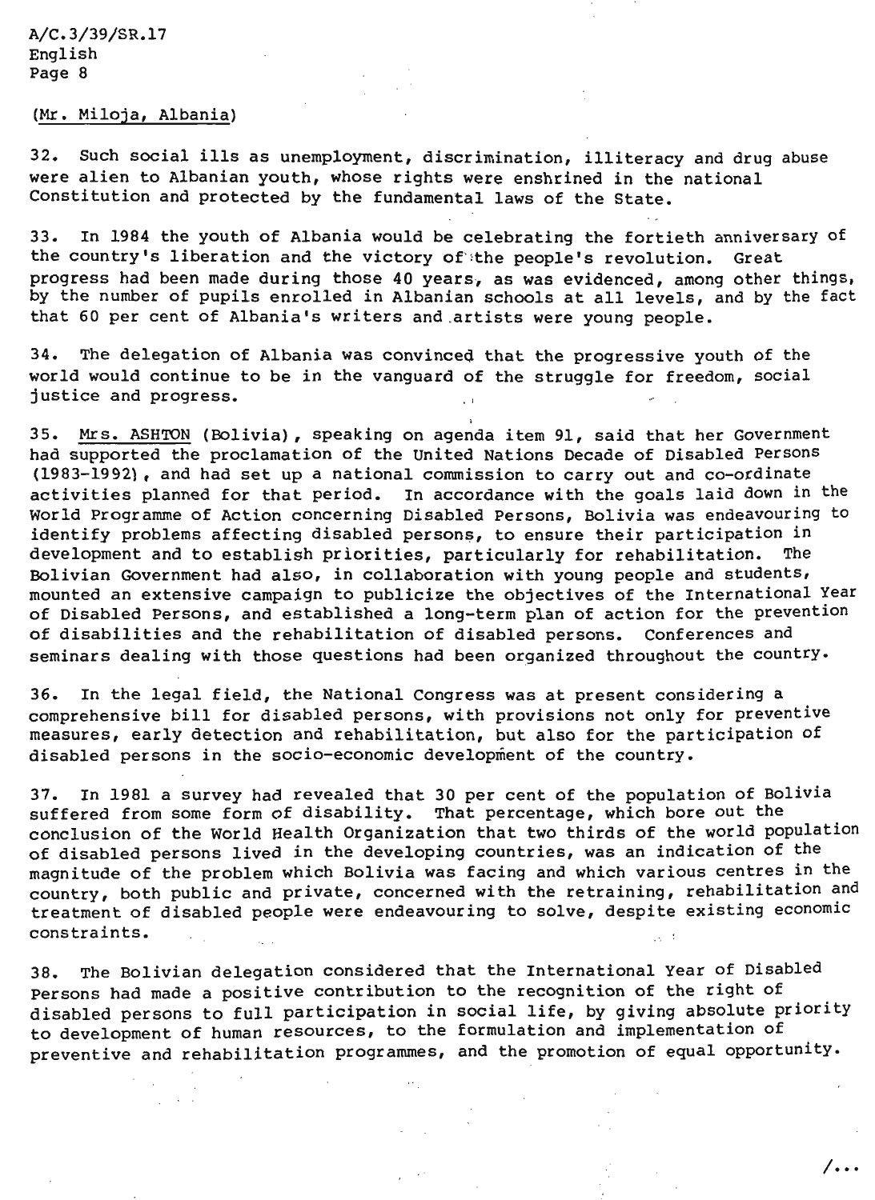(Mr. Miloja, Albania)

32. Such social ills as unemployment, discrimination, illiteracy and drug abuse were alien to Albanian youth, whose rights were enshrined in the national Constitution and protected by the fundamental laws of the State.

33. In 1984 the youth of Albania would be celebrating the fortieth anniversary of the country's liberation and the victory of the people's revolution. Great progress had been made during those 40 years, as was evidenced, among other things, by the number of pupils enrolled in Albanian schools at all levels, and by the fact that 60 per cent of Albania's writers and artists were young people.

34. The delegation of Albania was convinced that the progressive youth of the world would continue to be in the vanguard of the struggle for freedom, social justice and progress.

35. Mrs. ASHTON (Bolivia), speaking on agenda item 91, said that her Government had supported the proclamation of the United Nations Decade of Disabled Persons (1983-1992), and had set up a national commission to carry out and co-ordinate activities planned for that period. In accordance with the goals laid down in the World Programme of Action concerning Disabled Persons, Bolivia was endeavouring to identify problems affecting disabled persons, to ensure their participation in development and to establish priorities, particularly for rehabilitation. The Bolivian Government had also, in collaboration with young people and students, mounted an extensive campaign to publicize the objectives of the International Year of Disabled Persons, and established a long-term plan of action for the prevention of disabilities and the rehabilitation of disabled persons. Conferences and seminars dealing with those questions had been organized throughout the country.

36. In the legal field, the National Congress was at present considering a comprehensive bill for disabled persons, with provisions not only for preventive measures, early detection and rehabilitation, but also for the participation of disabled persons in the socio-economic development of the country.

37. In 1981 a survey had revealed that 30 per cent of the population of Bolivia suffered from some form of disability. That percentage, which bore out the conclusion of the World Health Organization that two thirds of the world population of disabled persons lived in the developing countries, was an indication of the magnitude of the problem which Bolivia was facing and which various centres in the country, both public and private, concerned with the retraining, rehabilitation and treatment of disabled people were endeavouring to solve, despite existing economic constraints.

38. The Bolivian delegation considered that the International Year of Disabled Persons had made a positive contribution to the recognition of the right of disabled persons to full participation in social life, by giving absolute priority to development of human resources, to the formulation and implementation of preventive and rehabilitation programmes, and the promotion of equal opportunity.

/...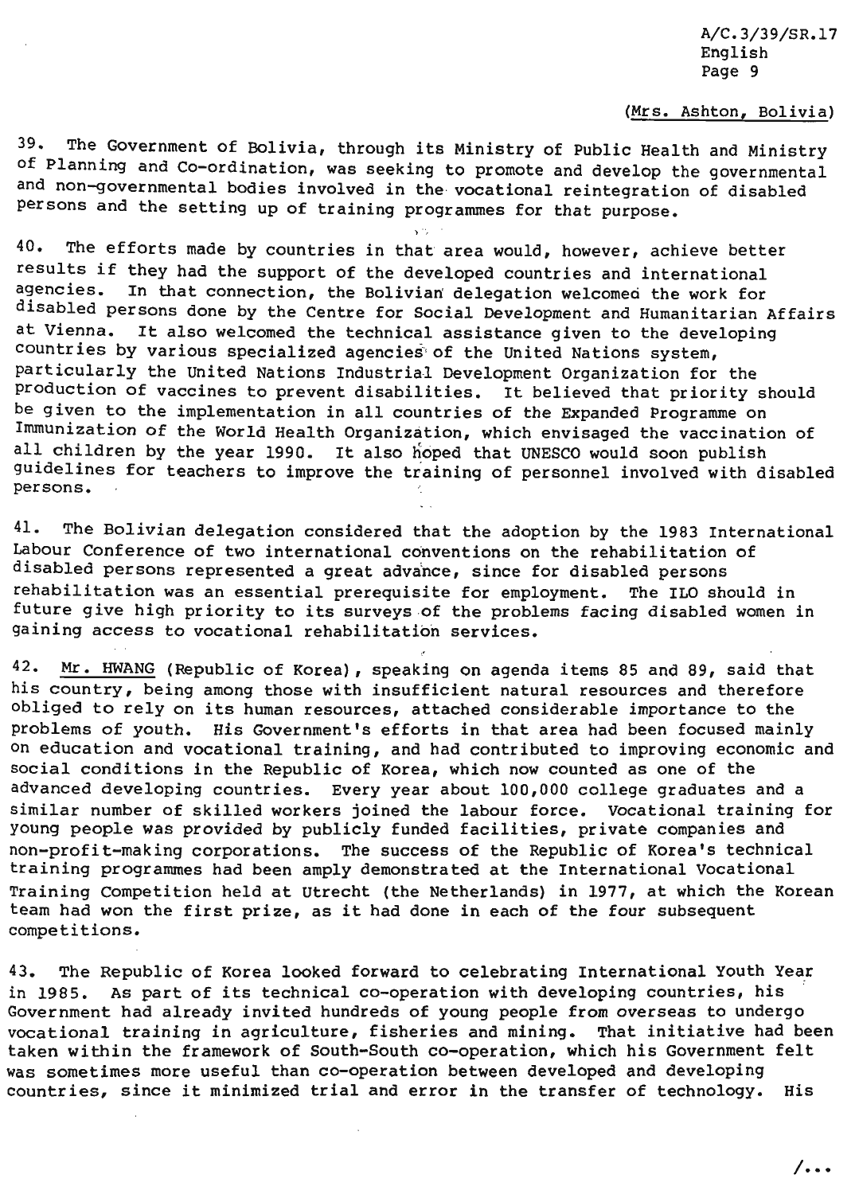(Mrs. Ashton, Bolivia)

39. The Government of Bolivia, through its Ministry of Public Health and Ministry of Planning and Co-ordination, was seeking to promote and develop the governmental and non-governmental bodies involved in the vocational reintegration of disabled persons and the setting up of training programmes for that purpose.

40. The efforts made by countries in that area would, however, achieve better results if they had the support of the developed countries and international agencies. In that connection, the Bolivian delegation welcomed the work for disabled persons done by the Centre for Social Development and Humanitarian Affairs at Vienna. It also welcomed the technical assistance given to the developing countries by various specialized agencies of the United Nations system, particularly the United Nations Industrial Development Organization for the production of vaccines to prevent disabilities. It believed that priority should be given to the implementation in all countries of the Expanded Programme on Immunization of the World Health Organization, which envisaged the vaccination of all children by the year 1990. It also hoped that UNESCO would soon publish guidelines for teachers to improve the training of personnel involved with disabled persons.

41. The Bolivian delegation considered that the adoption by the 1983 International Labour Conference of two international conventions on the rehabilitation of disabled persons represented a great advance, since for disabled persons rehabilitation was an essential prerequisite for employment. The ILO should in future give high priority to its surveys of the problems facing disabled women in gaining access to vocational rehabilitation services.

42. Mr. HWANG (Republic of Korea), speaking on agenda items 85 and 89, said that his country, being among those with insufficient natural resources and therefore obliged to rely on its human resources, attached considerable importance to the problems of youth. His Government's efforts in that area had been focused mainly on education and vocational training, and had contributed to improving economic and social conditions in the Republic of Korea, which now counted as one of the advanced developing countries. Every year about 100,000 college graduates and a similar number of skilled workers joined the labour force. Vocational training for young people was provided by publicly funded facilities, private companies and non-profit-making corporations. The success of the Republic of Korea's technical training programmes had been amply demonstrated at the International Vocational Training Competition held at Utrecht (the Netherlands) in 1977, at which the Korean team had won the first prize, as it had done in each of the four subsequent competitions.

43. The Republic of Korea looked forward to celebrating International Youth Year in 1985. As part of its technical co-operation with developing countries, his Government had already invited hundreds of young people from overseas to undergo vocational training in agriculture, fisheries and mining. That initiative had been taken within the framework of South-South co-operation, which his Government felt was sometimes more useful than co-operation between developed and developing countries, since it minimized trial and error in the transfer of technology. His

/...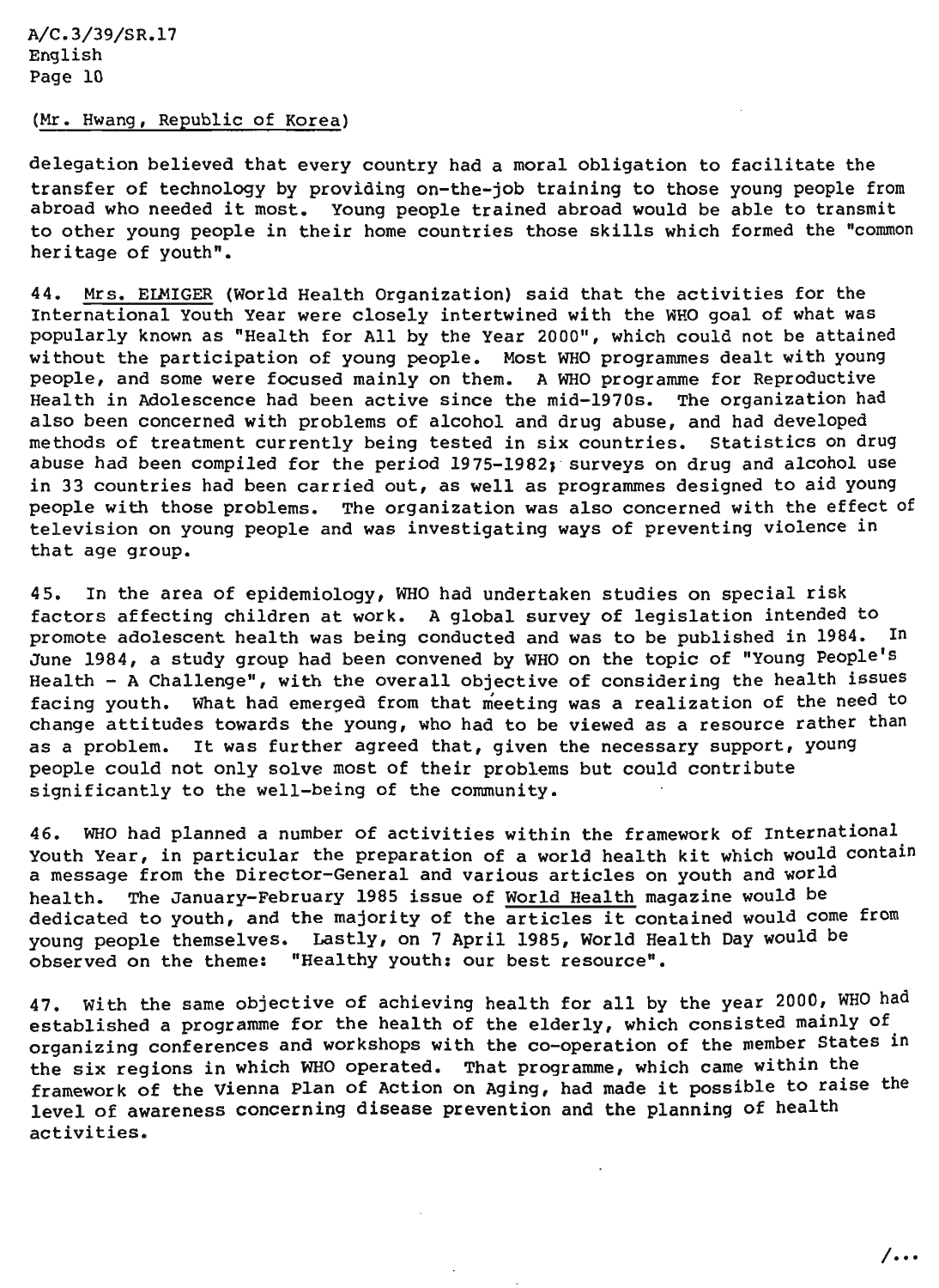(Mr. Hwang, Republic of Korea)

delegation believed that every country had a moral obligation to facilitate the transfer of technology by providing on-the-job training to those young people from abroad who needed it most. Young people trained abroad would be able to transmit to other young people in their home countries those skills which formed the "common heritage of youth".

44. Mrs. EIMIGER (World Health Organization) said that the activities for the International Youth Year were closely intertwined with the WHO goal of what was popularly known as "Health for All by the Year 2000", which could not be attained without the participation of young people. Most WHO programmes dealt with young people, and some were focused mainly on them. A WHO programme for Reproductive Health in Adolescence had been active since the mid-1970s. The organization had also been concerned with problems of alcohol and drug abuse, and had developed methods of treatment currently being tested in six countries. Statistics on drug abuse had been compiled for the period 1975-1982; surveys on drug and alcohol use in 33 countries had been carried out, as well as programmes designed to aid young people with those problems. The organization was also concerned with the effect of television on young people and was investigating ways of preventing violence in that age group.

45. In the area of epidemiology, WHO had undertaken studies on special risk factors affecting children at work. A global survey of legislation intended to promote adolescent health was being conducted and was to be published in 1984. In June 1984, a study group had been convened by WHO on the topic of "Young People's Health - A Challenge", with the overall objective of considering the health issues facing youth. What had emerged from that meeting was a realization of the need to change attitudes towards the young, who had to be viewed as a resource rather than as a problem. It was further agreed that, given the necessary support, young people could not only solve most of their problems but could contribute significantly to the well-being of the community.

46. WHO had planned a number of activities within the framework of International Youth Year, in particular the preparation of a world health kit which would contain a message from the Director-General and various articles on youth and world health. The January-February 1985 issue of World Health magazine would be dedicated to youth, and the majority of the articles it contained would come from young people themselves. Lastly, on 7 April 1985, World Health Day would be observed on the theme: "Healthy youth: our best resource".

47. With the same objective of achieving health for all by the year 2000, WHO had established a programme for the health of the elderly, which consisted mainly of organizing conferences and workshops with the co-operation of the member States in the six regions in which WHO operated. That programme, which came within the framework of the Vienna Plan of Action on Aging, had made it possible to raise the level of awareness concerning disease prevention and the planning of health activities.

/...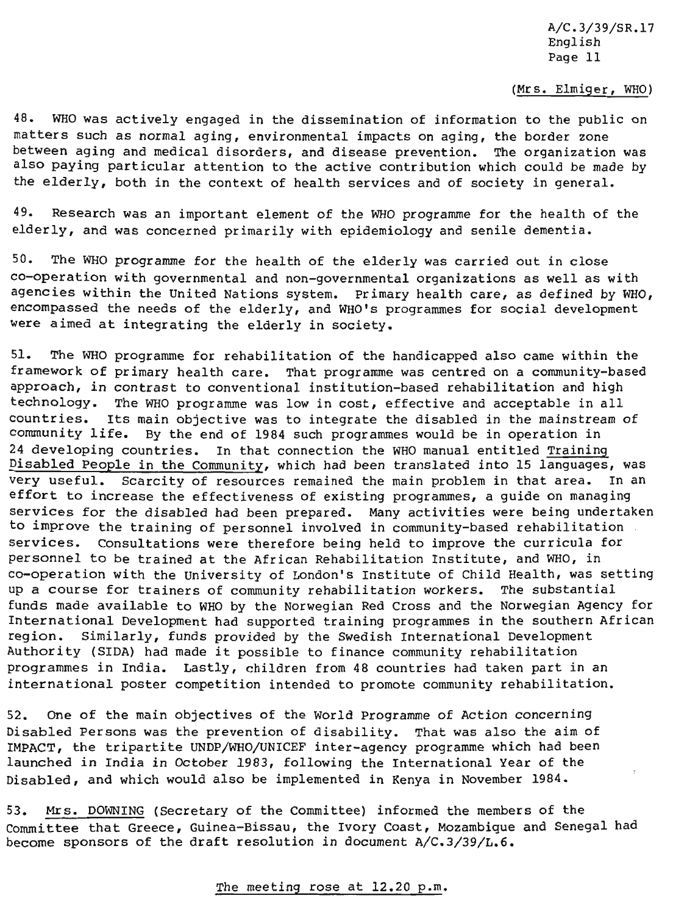(Mrs. Elmiger, WHO)

48. WHO was actively engaged in the dissemination of information to the public on matters such as normal aging, environmental impacts on aging, the border zone between aging and medical disorders, and disease prevention. The organization was also paying particular attention to the active contribution which could be made by the elderly, both in the context of health services and of society in general.

49. Research was an important element of the WHO programme for the health of the elderly, and was concerned primarily with epidemiology and senile dementia.

50. The WHO programme for the health of the elderly was carried out in close co-operation with governmental and non-governmental organizations as well as with agencies within the United Nations system. Primary health care, as defined by WHO, encompassed the needs of the elderly, and WHO's programmes for social development were aimed at integrating the elderly in society.

51. The WHO programme for rehabilitation of the handicapped also came within the framework of primary health care. That programme was centred on a community-based approach, in contrast to conventional institution-based rehabilitation and high technology. The WHO programme was low in cost, effective and acceptable in all countries. Its main objective was to integrate the disabled in the mainstream of community life. By the end of 1984 such programmes would be in operation in 24 developing countries. In that connection the WHO manual entitled Training Disabled People in the Community, which had been translated into 15 languages, was very useful. Scarcity of resources remained the main problem in that area. In an effort to increase the effectiveness of existing programmes, a guide on managing services for the disabled had been prepared. Many activities were being undertaken to improve the training of personnel involved in community-based rehabilitation services. Consultations were therefore being held to improve the curricula for personnel to be trained at the African Rehabilitation Institute, and WHO, in co-operation with the University of London's Institute of Child Health, was setting up a course for trainers of community rehabilitation workers. The substantial funds made available to WHO by the Norwegian Red Cross and the Norwegian Agency for International Development had supported training programmes in the southern African region. Similarly, funds provided by the Swedish International Development Authority (SIDA) had made it possible to finance community rehabilitation programmes in India. Lastly, children from 48 countries had taken part in an international poster competition intended to promote community rehabilitation.

52. One of the main objectives of the World Programme of Action concerning Disabled Persons was the prevention of disability. That was also the aim of IMPACT, the tripartite UNDP/WHO/UNICEF inter-agency programme which had been launched in India in October 1983, following the International Year of the Disabled, and which would also be implemented in Kenya in November 1984.

53. Mrs. DOWNING (Secretary of the Committee) informed the members of the Committee that Greece, Guinea-Bissau, the Ivory Coast, Mozambique and Senegal had become sponsors of the draft resolution in document A/C.3/39/L.6.

The meeting rose at 12.20 p.m.